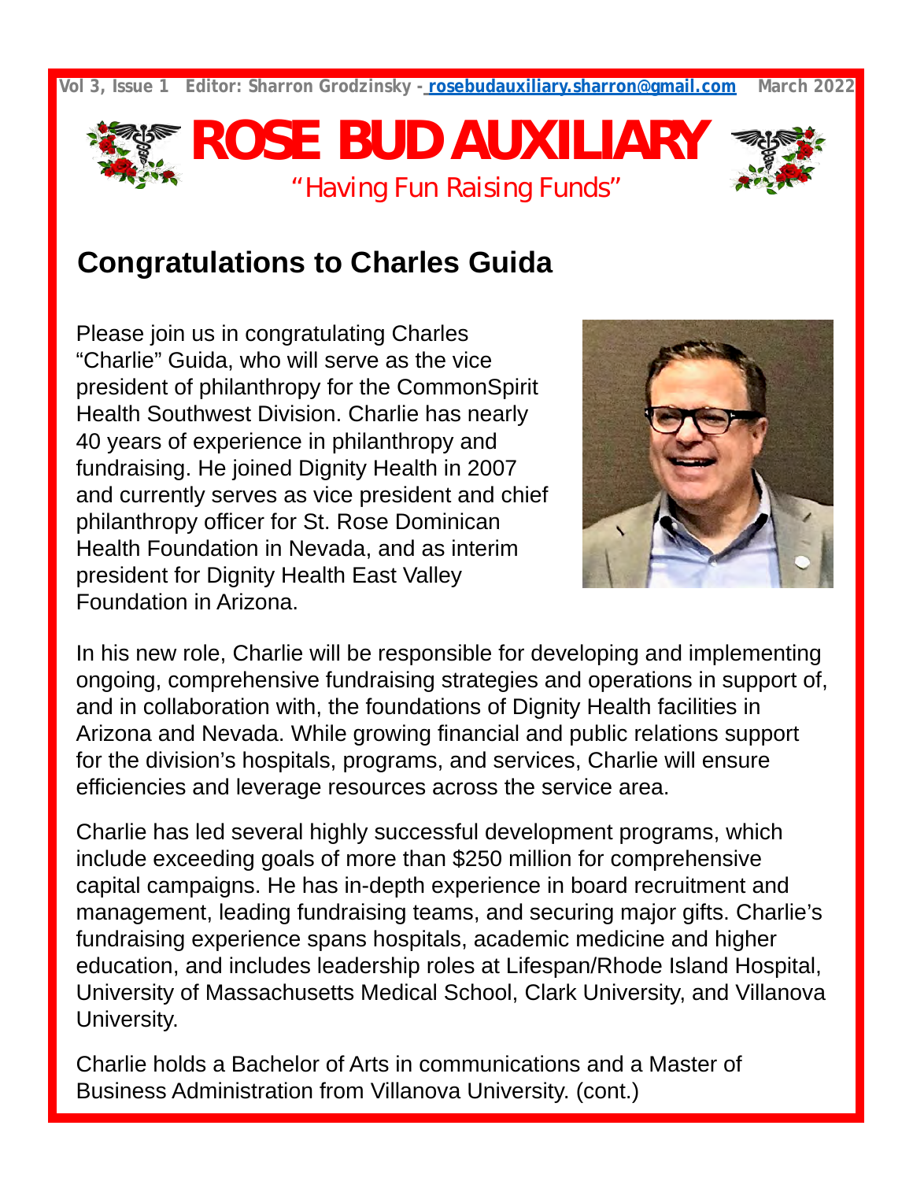Vol 3, Issue 1 Editor: Sharron Grodzinsky - rosebudauxiliary.sharron@gmail.com March 2022

# ROSE BUD AUXILIARY

"Having Fun Raising Funds"

## Congratulations to Charles Guida

Please join us in congratulating Charles "Charlie" Guida, who will serve as the vice president of philanthropy for the CommonSpirit Health Southwest Division. Charlie has nearly 40 years of experience in philanthropy and fundraising. He joined Dignity Health in 2007 and currently serves as vice president and chief philanthropy officer for St. Rose Dominican Health Foundation in Nevada, and as interim president for Dignity Health East Valley Foundation in Arizona.

In his new role, Charlie will be responsible for developing and implementing ongoing, comprehensive fundraising strategies and operations in support of, and in collaboration with, the foundations of Dignity Health facilities in Arizona and Nevada. While growing financial and public relations support for the division's hospitals, programs, and services, Charlie will ensure efficiencies and leverage resources across the service area.

Charlie has led several highly successful development programs, which include exceeding goals of more than $250 million for comprehensive capital campaigns. He has in-depth experience in board recruitment and management, leading fundraising teams, and securing major gifts. Charlie's fundraising experience spans hospitals, academic medicine and higher education, and includes leadership roles at Lifespan/Rhode Island Hospital, University of Massachusetts Medical School, Clark University, and Villanova University.

Charlie holds a Bachelor of Arts in communications and a Master of Business Administration from Villanova University. (cont.)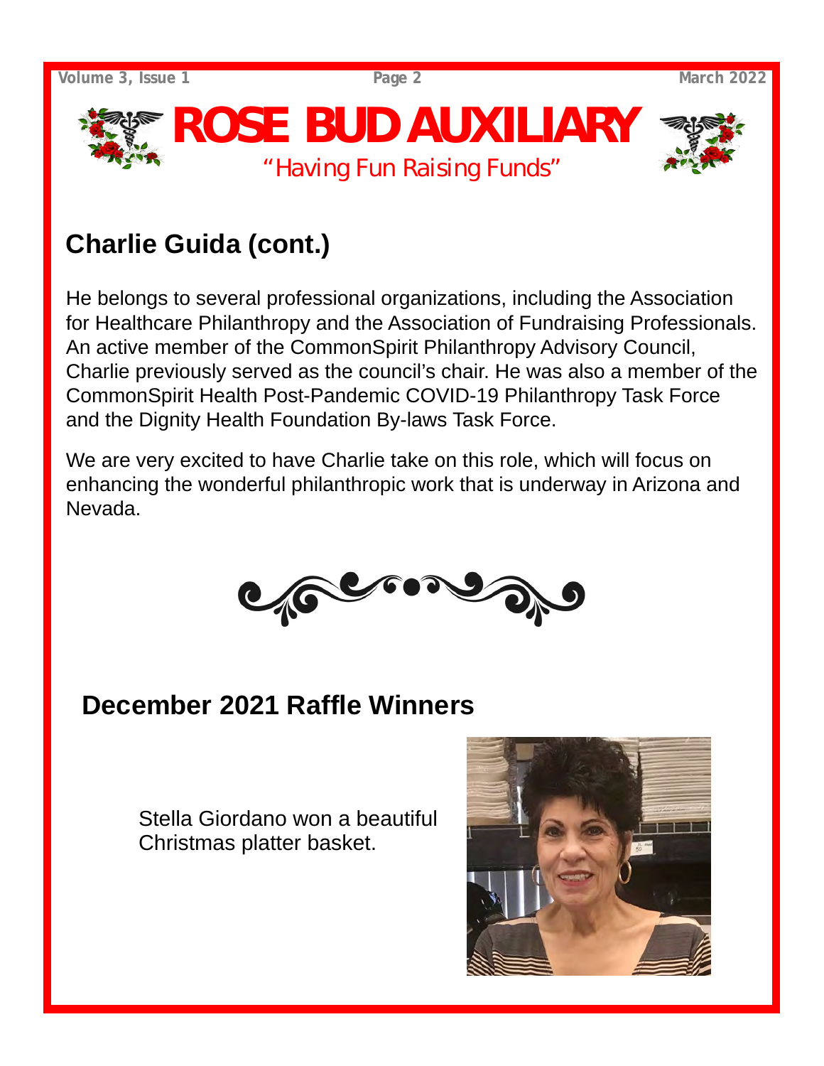# ROSE BUD AUXILIARY

"Having Fun Raising Funds"

## Charlie Guida (cont.)

He belongs to several professional organizations, including the Association for Healthcare Philanthropy and the Association of Fundraising Professionals. An active member of the CommonSpirit Philanthropy Advisory Council, Charlie previously served as the council's chair. He was also a member of the CommonSpirit Health Post-Pandemic COVID-19 Philanthropy Task Force and the Dignity Health Foundation By-laws Task Force.

We are very excited to have Charlie take on this role, which will focus on enhancing the wonderful philanthropic work that is underway in Arizona and Nevada.

## December 2021 Raffle Winners

Stella Giordano won a beautiful Christmas platter basket.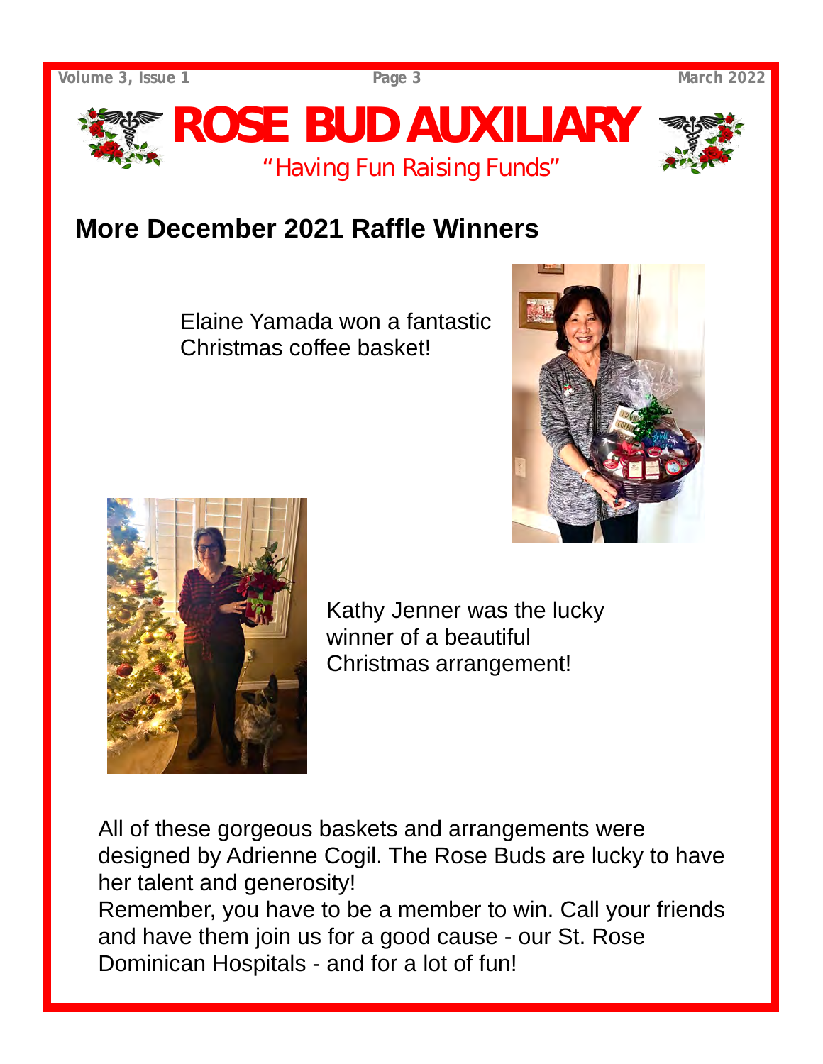# ROSE BUD AUXILIARY

"Having Fun Raising Funds"

## More December 2021 Raffle Winners

Elaine Yamada won a fantastic Christmas coffee basket!

Kathy Jenner was the lucky winner of a beautiful Christmas arrangement!

All of these gorgeous baskets and arrangements were designed by Adrienne Cogil. The Rose Buds are lucky to have her talent and generosity!

Remember, you have to be a member to win. Call your friends and have them join us for a good cause - our St. Rose Dominican Hospitals - and for a lot of fun!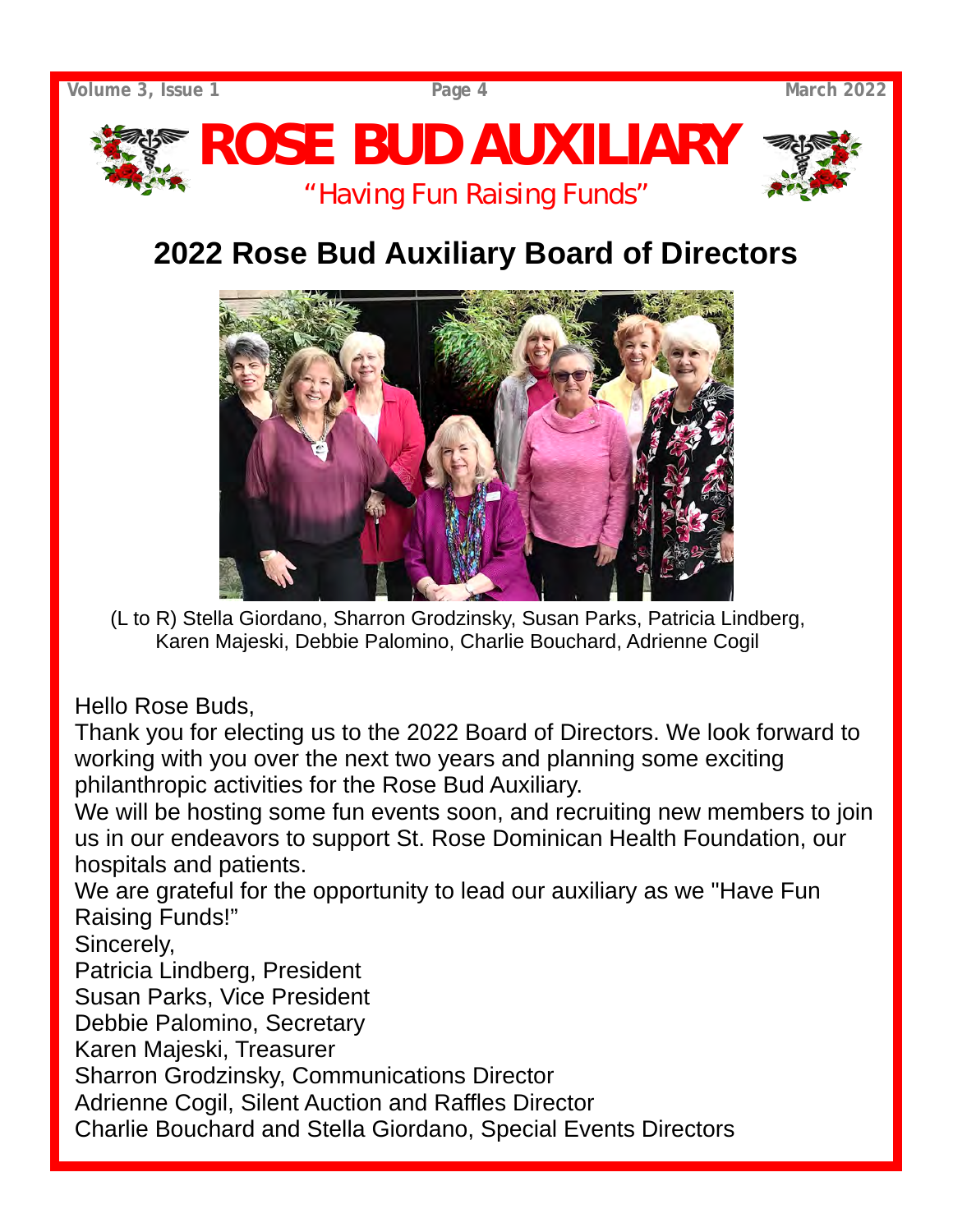# ROSE BUD AUXILIARY

"Having Fun Raising Funds"

## 2022 Rose Bud Auxiliary Board of Directors

(L to R) Stella Giordano, Sharron Grodzinsky, Susan Parks, Patricia Lindberg, Karen Majeski, Debbie Palomino, Charlie Bouchard, Adrienne Cogil

Hello Rose Buds,

Thank you for electing us to the 2022 Board of Directors. We look forward to working with you over the next two years and planning some exciting philanthropic activities for the Rose Bud Auxiliary.

We will be hosting some fun events soon, and recruiting new members to join us in our endeavors to support St. Rose Dominican Health Foundation, our hospitals and patients.

We are grateful for the opportunity to lead our auxiliary as we "Have Fun Raising Funds!"

Sincerely,

Patricia Lindberg, President
Susan Parks, Vice President
Debbie Palomino, Secretary
Karen Majeski, Treasurer
Sharron Grodzinsky, Communications Director
Adrienne Cogil, Silent Auction and Raffles Director
Charlie Bouchard and Stella Giordano, Special Events Directors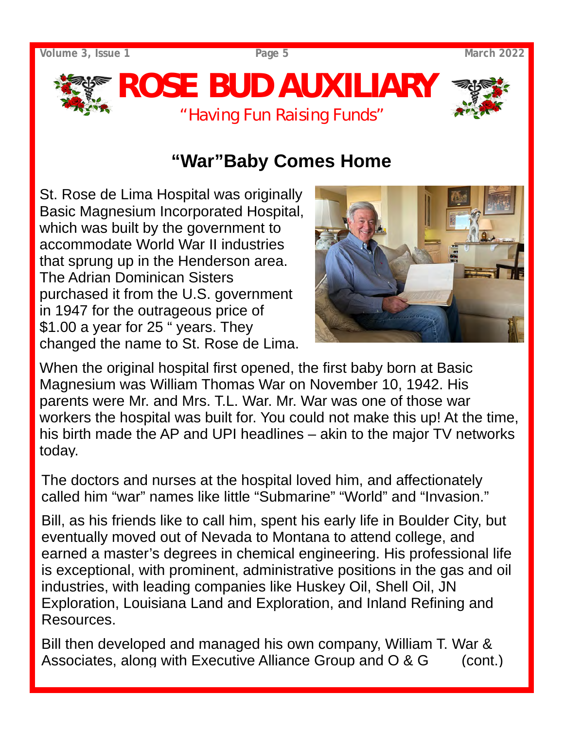# ROSE BUD AUXILIARY

"Having Fun Raising Funds"

## "War"Baby Comes Home

St. Rose de Lima Hospital was originally Basic Magnesium Incorporated Hospital, which was built by the government to accommodate World War II industries that sprung up in the Henderson area. The Adrian Dominican Sisters purchased it from the U.S. government in 1947 for the outrageous price of $1.00 a year for 25 " years. They changed the name to St. Rose de Lima.

When the original hospital first opened, the first baby born at Basic Magnesium was William Thomas War on November 10, 1942. His parents were Mr. and Mrs. T.L. War. Mr. War was one of those war workers the hospital was built for. You could not make this up! At the time, his birth made the AP and UPI headlines – akin to the major TV networks today.

The doctors and nurses at the hospital loved him, and affectionately called him "war" names like little "Submarine" "World" and "Invasion."

Bill, as his friends like to call him, spent his early life in Boulder City, but eventually moved out of Nevada to Montana to attend college, and earned a master's degrees in chemical engineering. His professional life is exceptional, with prominent, administrative positions in the gas and oil industries, with leading companies like Huskey Oil, Shell Oil, JN Exploration, Louisiana Land and Exploration, and Inland Refining and Resources.

Bill then developed and managed his own company, William T. War & Associates, along with Executive Alliance Group and O & G (cont.)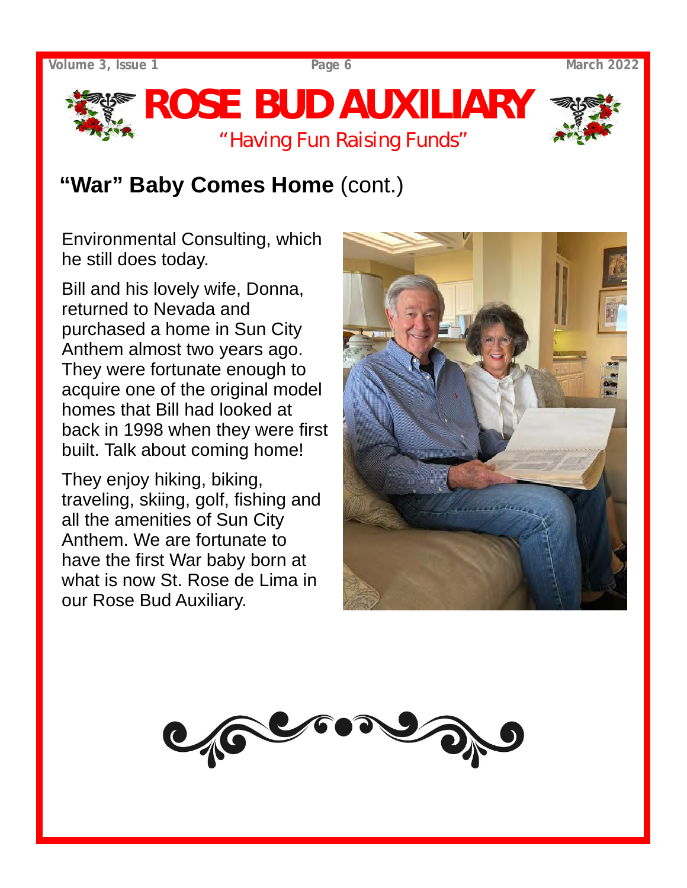# ROSE BUD AUXILIARY

"Having Fun Raising Funds"

## **"War" Baby Comes Home** (cont.)

Environmental Consulting, which he still does today.

Bill and his lovely wife, Donna, returned to Nevada and purchased a home in Sun City Anthem almost two years ago. They were fortunate enough to acquire one of the original model homes that Bill had looked at back in 1998 when they were first built. Talk about coming home!

They enjoy hiking, biking, traveling, skiing, golf, fishing and all the amenities of Sun City Anthem. We are fortunate to have the first War baby born at what is now St. Rose de Lima in our Rose Bud Auxiliary.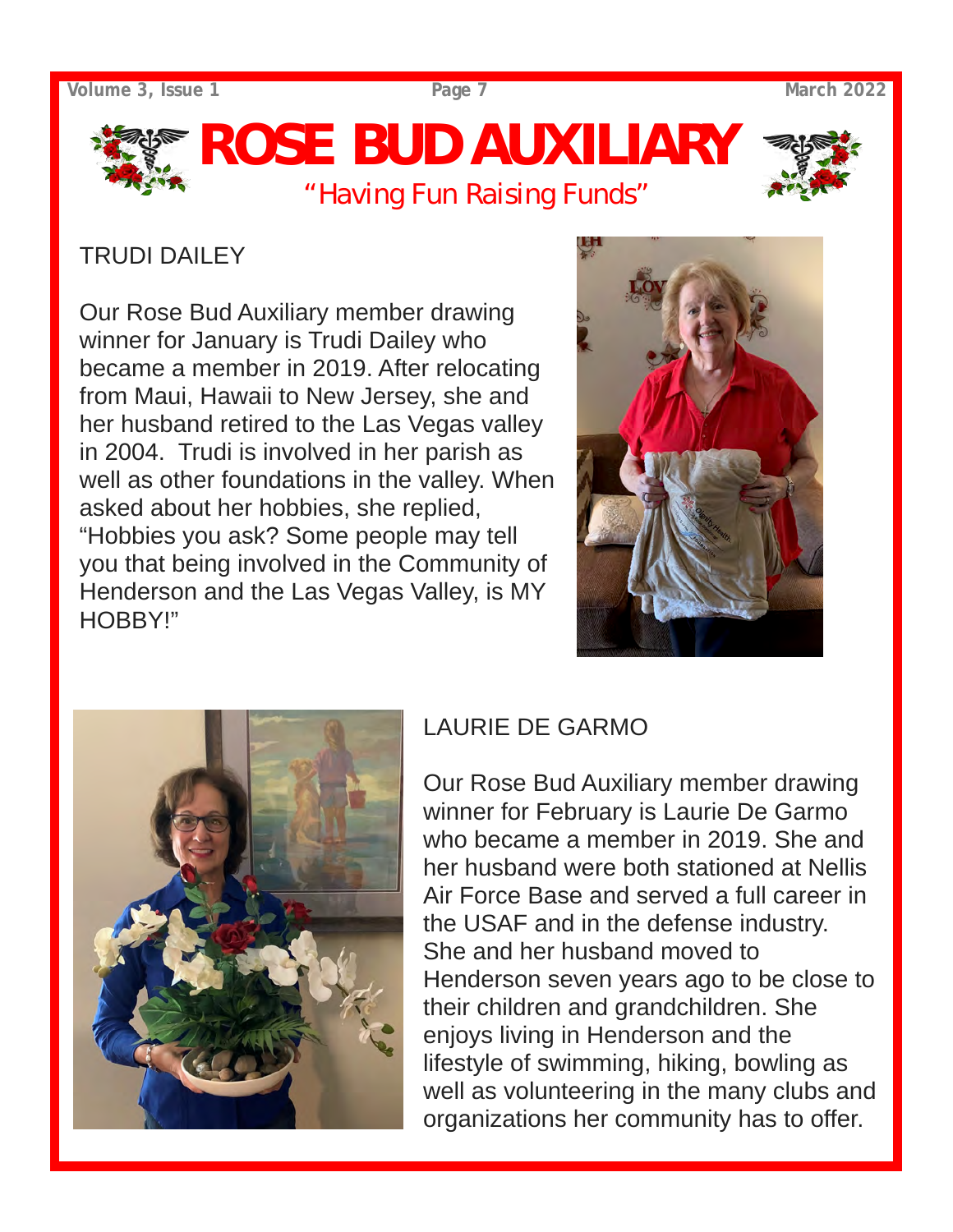# ROSE BUD AUXILIARY

"Having Fun Raising Funds"

## TRUDI DAILEY

Our Rose Bud Auxiliary member drawing winner for January is Trudi Dailey who became a member in 2019. After relocating from Maui, Hawaii to New Jersey, she and her husband retired to the Las Vegas valley in 2004. Trudi is involved in her parish as well as other foundations in the valley. When asked about her hobbies, she replied, "Hobbies you ask? Some people may tell you that being involved in the Community of Henderson and the Las Vegas Valley, is MY HOBBY!"

## LAURIE DE GARMO

Our Rose Bud Auxiliary member drawing winner for February is Laurie De Garmo who became a member in 2019. She and her husband were both stationed at Nellis Air Force Base and served a full career in the USAF and in the defense industry. She and her husband moved to Henderson seven years ago to be close to their children and grandchildren. She enjoys living in Henderson and the lifestyle of swimming, hiking, bowling as well as volunteering in the many clubs and organizations her community has to offer.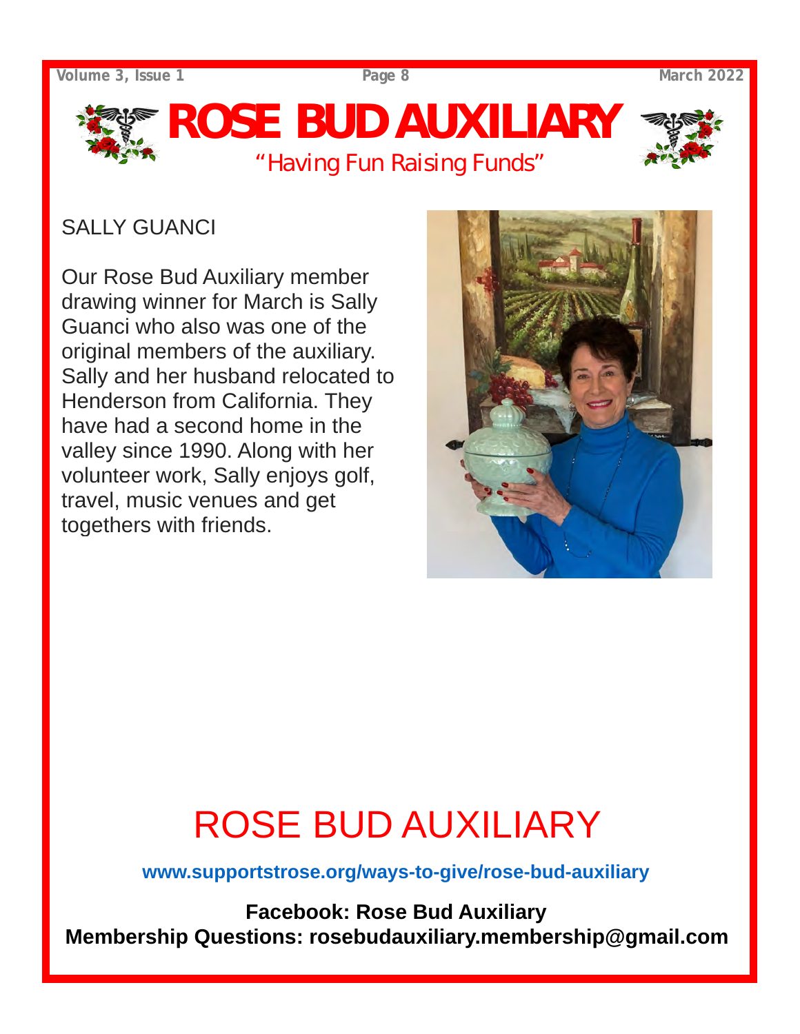# ROSE BUD AUXILIARY

"Having Fun Raising Funds"

## SALLY GUANCI

Our Rose Bud Auxiliary member drawing winner for March is Sally Guanci who also was one of the original members of the auxiliary. Sally and her husband relocated to Henderson from California. They have had a second home in the valley since 1990. Along with her volunteer work, Sally enjoys golf, travel, music venues and get togethers with friends.

# ROSE BUD AUXILIARY

**www.supportstrose.org/ways-to-give/rose-bud-auxiliary**

**Facebook: Rose Bud Auxiliary**

**Membership Questions: rosebudauxiliary.membership@gmail.com**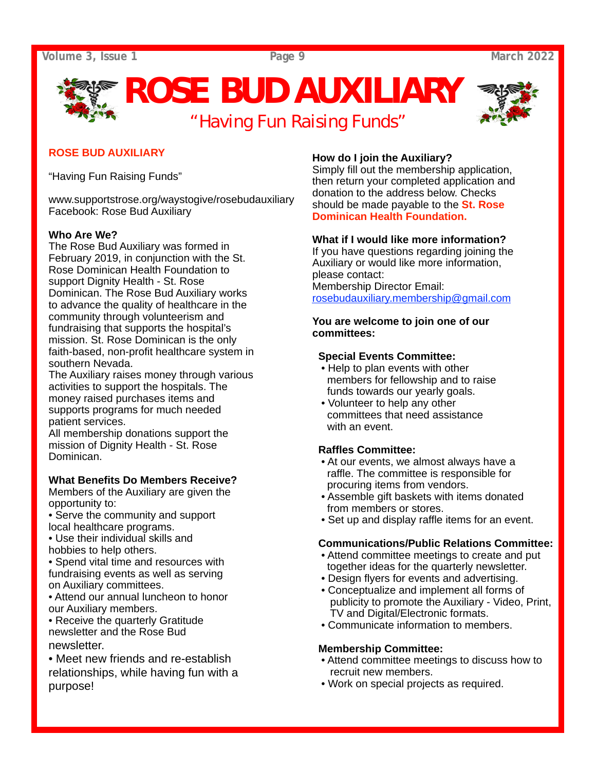# ROSE BUD AUXILIARY

"Having Fun Raising Funds"

**ROSE BUD AUXILIARY**

"Having Fun Raising Funds"

www.supportstrose.org/waystogive/rosebudauxiliary
Facebook: Rose Bud Auxiliary

**Who Are We?**
The Rose Bud Auxiliary was formed in February 2019, in conjunction with the St. Rose Dominican Health Foundation to support Dignity Health - St. Rose Dominican. The Rose Bud Auxiliary works to advance the quality of healthcare in the community through volunteerism and fundraising that supports the hospital's mission. St. Rose Dominican is the only faith-based, non-profit healthcare system in southern Nevada.
The Auxiliary raises money through various activities to support the hospitals. The money raised purchases items and supports programs for much needed patient services.
All membership donations support the mission of Dignity Health - St. Rose Dominican.

**What Benefits Do Members Receive?**
Members of the Auxiliary are given the opportunity to:

- Serve the community and support local healthcare programs.
- Use their individual skills and hobbies to help others.
- Spend vital time and resources with fundraising events as well as serving on Auxiliary committees.
- Attend our annual luncheon to honor our Auxiliary members.
- Receive the quarterly Gratitude newsletter and the Rose Bud newsletter.
- Meet new friends and re-establish relationships, while having fun with a purpose!

**How do I join the Auxiliary?**
Simply fill out the membership application, then return your completed application and donation to the address below. Checks should be made payable to the **St. Rose Dominican Health Foundation.**

**What if I would like more information?**
If you have questions regarding joining the Auxiliary or would like more information, please contact:
Membership Director Email:
rosebudauxiliary.membership@gmail.com

**You are welcome to join one of our committees:**

**Special Events Committee:**

- Help to plan events with other members for fellowship and to raise funds towards our yearly goals.
- Volunteer to help any other committees that need assistance with an event.

**Raffles Committee:**

- At our events, we almost always have a raffle. The committee is responsible for procuring items from vendors.
- Assemble gift baskets with items donated from members or stores.
- Set up and display raffle items for an event.

**Communications/Public Relations Committee:**

- Attend committee meetings to create and put together ideas for the quarterly newsletter.
- Design flyers for events and advertising.
- Conceptualize and implement all forms of publicity to promote the Auxiliary - Video, Print, TV and Digital/Electronic formats.
- Communicate information to members.

**Membership Committee:**

- Attend committee meetings to discuss how to recruit new members.
- Work on special projects as required.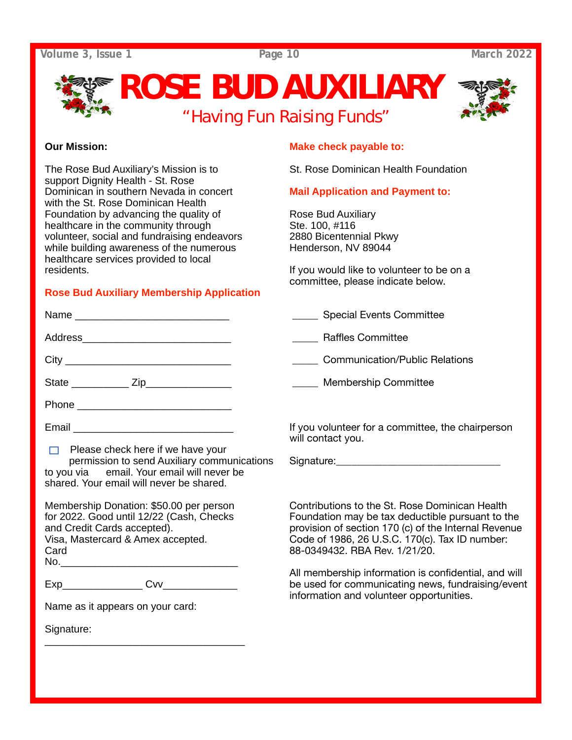# ROSE BUD AUXILIARY

“Having Fun Raising Funds”

**Our Mission:**

The Rose Bud Auxiliary’s Mission is to support Dignity Health - St. Rose Dominican in southern Nevada in concert with the St. Rose Dominican Health Foundation by advancing the quality of healthcare in the community through volunteer, social and fundraising endeavors while building awareness of the numerous healthcare services provided to local residents.

**Rose Bud Auxiliary Membership Application**

Name ____________________________

Address__________________________

City _____________________________

State __________ Zip_______________

Phone ___________________________

Email ____________________________

☐ Please check here if we have your permission to send Auxiliary communications to you via email. Your email will never be shared. Your email will never be shared.

Membership Donation: $50.00 per person for 2022. Good until 12/22 (Cash, Checks and Credit Cards accepted).
Visa, Mastercard & Amex accepted.
Card No.______________________________

Exp______________ Cvv____________

Name as it appears on your card:

Signature:
_____________________________________

**Make check payable to:**

St. Rose Dominican Health Foundation

**Mail Application and Payment to:**

Rose Bud Auxiliary
Ste. 100, #116
2880 Bicentennial Pkwy
Henderson, NV 89044

If you would like to volunteer to be on a committee, please indicate below.

_____ Special Events Committee

_____ Raffles Committee

_____ Communication/Public Relations

_____ Membership Committee

If you volunteer for a committee, the chairperson will contact you.

Signature:______________________________

Contributions to the St. Rose Dominican Health Foundation may be tax deductible pursuant to the provision of section 170 (c) of the Internal Revenue Code of 1986, 26 U.S.C. 170(c). Tax ID number: 88-0349432. RBA Rev. 1/21/20.

All membership information is confidential, and will be used for communicating news, fundraising/event information and volunteer opportunities.